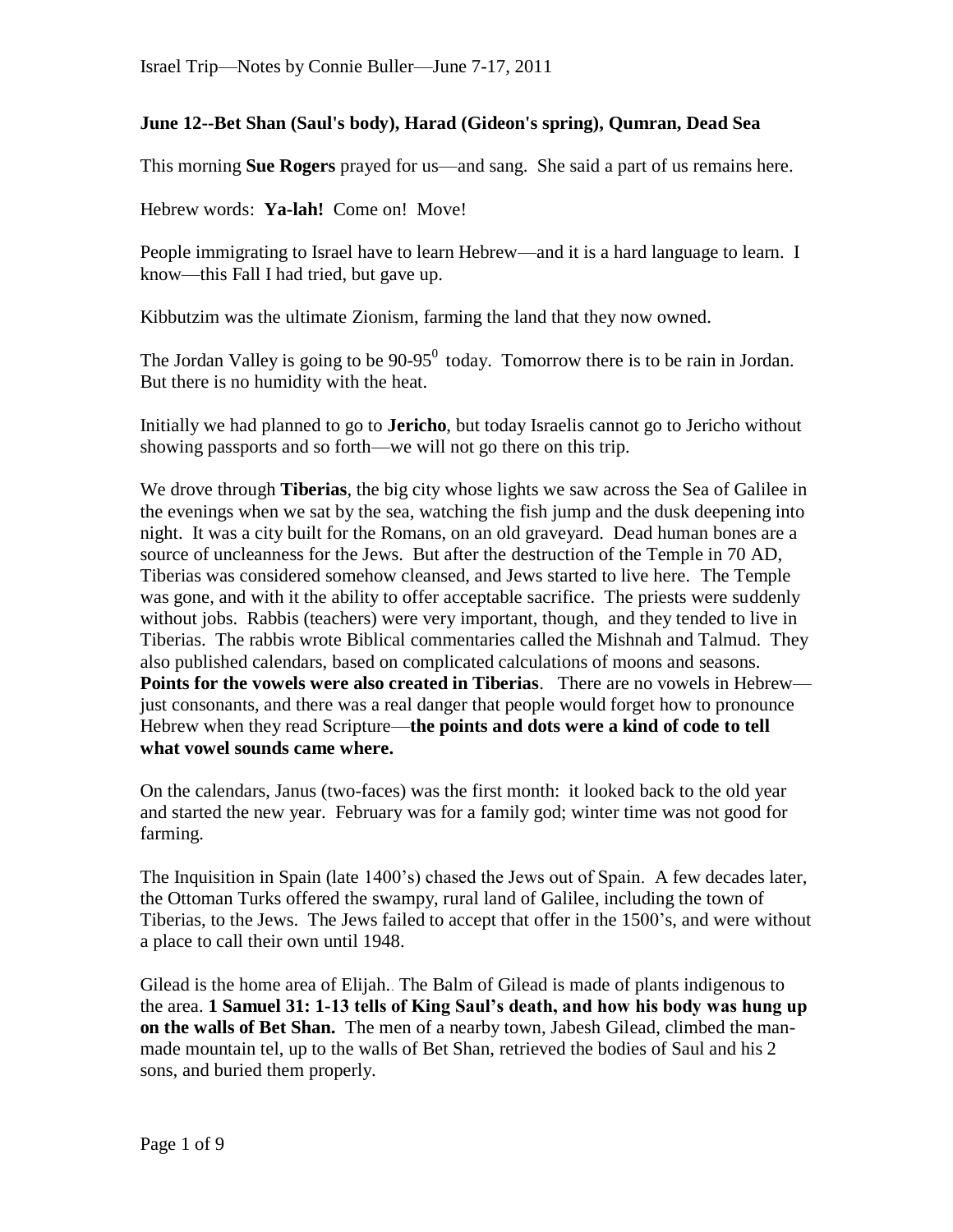## June 12--Bet Shan (Saul's body), Harad (Gideon's spring), Qumran, Dead Sea

This morning **Sue Rogers** prayed for us—and sang. She said a part of us remains here.

Hebrew words: **Ya-lah!** Come on! Move!

People immigrating to Israel have to learn Hebrew—and it is a hard language to learn. I know—this Fall I had tried, but gave up.

Kibbutzim was the ultimate Zionism, farming the land that they now owned.

The Jordan Valley is going to be 90-95$^0$ today. Tomorrow there is to be rain in Jordan. But there is no humidity with the heat.

Initially we had planned to go to **Jericho**, but today Israelis cannot go to Jericho without showing passports and so forth—we will not go there on this trip.

We drove through **Tiberias**, the big city whose lights we saw across the Sea of Galilee in the evenings when we sat by the sea, watching the fish jump and the dusk deepening into night. It was a city built for the Romans, on an old graveyard. Dead human bones are a source of uncleanness for the Jews. But after the destruction of the Temple in 70 AD, Tiberias was considered somehow cleansed, and Jews started to live here. The Temple was gone, and with it the ability to offer acceptable sacrifice. The priests were suddenly without jobs. Rabbis (teachers) were very important, though, and they tended to live in Tiberias. The rabbis wrote Biblical commentaries called the Mishnah and Talmud. They also published calendars, based on complicated calculations of moons and seasons. **Points for the vowels were also created in Tiberias**. There are no vowels in Hebrew—just consonants, and there was a real danger that people would forget how to pronounce Hebrew when they read Scripture—**the points and dots were a kind of code to tell what vowel sounds came where.**

On the calendars, Janus (two-faces) was the first month: it looked back to the old year and started the new year. February was for a family god; winter time was not good for farming.

The Inquisition in Spain (late 1400's) chased the Jews out of Spain. A few decades later, the Ottoman Turks offered the swampy, rural land of Galilee, including the town of Tiberias, to the Jews. The Jews failed to accept that offer in the 1500's, and were without a place to call their own until 1948.

Gilead is the home area of Elijah.. The Balm of Gilead is made of plants indigenous to the area. **1 Samuel 31: 1-13 tells of King Saul's death, and how his body was hung up on the walls of Bet Shan.** The men of a nearby town, Jabesh Gilead, climbed the man-made mountain tel, up to the walls of Bet Shan, retrieved the bodies of Saul and his 2 sons, and buried them properly.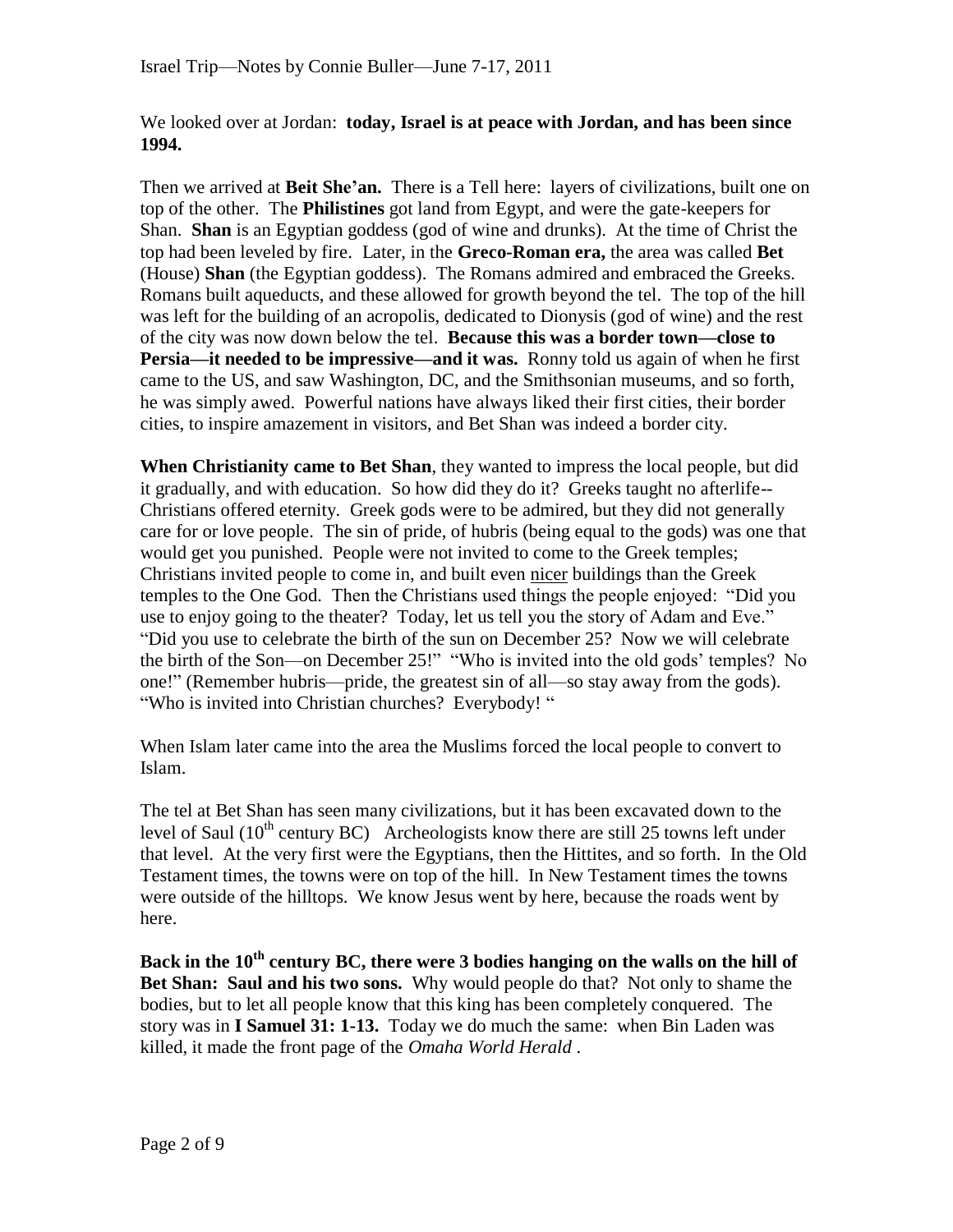We looked over at Jordan: **today, Israel is at peace with Jordan, and has been since 1994.**

Then we arrived at **Beit She'an.** There is a Tell here: layers of civilizations, built one on top of the other. The **Philistines** got land from Egypt, and were the gate-keepers for Shan. **Shan** is an Egyptian goddess (god of wine and drunks). At the time of Christ the top had been leveled by fire. Later, in the **Greco-Roman era,** the area was called **Bet** (House) **Shan** (the Egyptian goddess). The Romans admired and embraced the Greeks. Romans built aqueducts, and these allowed for growth beyond the tel. The top of the hill was left for the building of an acropolis, dedicated to Dionysis (god of wine) and the rest of the city was now down below the tel. **Because this was a border town—close to Persia—it needed to be impressive—and it was.** Ronny told us again of when he first came to the US, and saw Washington, DC, and the Smithsonian museums, and so forth, he was simply awed. Powerful nations have always liked their first cities, their border cities, to inspire amazement in visitors, and Bet Shan was indeed a border city.

**When Christianity came to Bet Shan**, they wanted to impress the local people, but did it gradually, and with education. So how did they do it? Greeks taught no afterlife--Christians offered eternity. Greek gods were to be admired, but they did not generally care for or love people. The sin of pride, of hubris (being equal to the gods) was one that would get you punished. People were not invited to come to the Greek temples; Christians invited people to come in, and built even <u>nicer</u> buildings than the Greek temples to the One God. Then the Christians used things the people enjoyed: "Did you use to enjoy going to the theater? Today, let us tell you the story of Adam and Eve." "Did you use to celebrate the birth of the sun on December 25? Now we will celebrate the birth of the Son—on December 25!" "Who is invited into the old gods' temples? No one!" (Remember hubris—pride, the greatest sin of all—so stay away from the gods). "Who is invited into Christian churches? Everybody! "

When Islam later came into the area the Muslims forced the local people to convert to Islam.

The tel at Bet Shan has seen many civilizations, but it has been excavated down to the level of Saul (10th century BC) Archeologists know there are still 25 towns left under that level. At the very first were the Egyptians, then the Hittites, and so forth. In the Old Testament times, the towns were on top of the hill. In New Testament times the towns were outside of the hilltops. We know Jesus went by here, because the roads went by here.

**Back in the 10th century BC, there were 3 bodies hanging on the walls on the hill of Bet Shan: Saul and his two sons.** Why would people do that? Not only to shame the bodies, but to let all people know that this king has been completely conquered. The story was in **I Samuel 31: 1-13.** Today we do much the same: when Bin Laden was killed, it made the front page of the *Omaha World Herald* .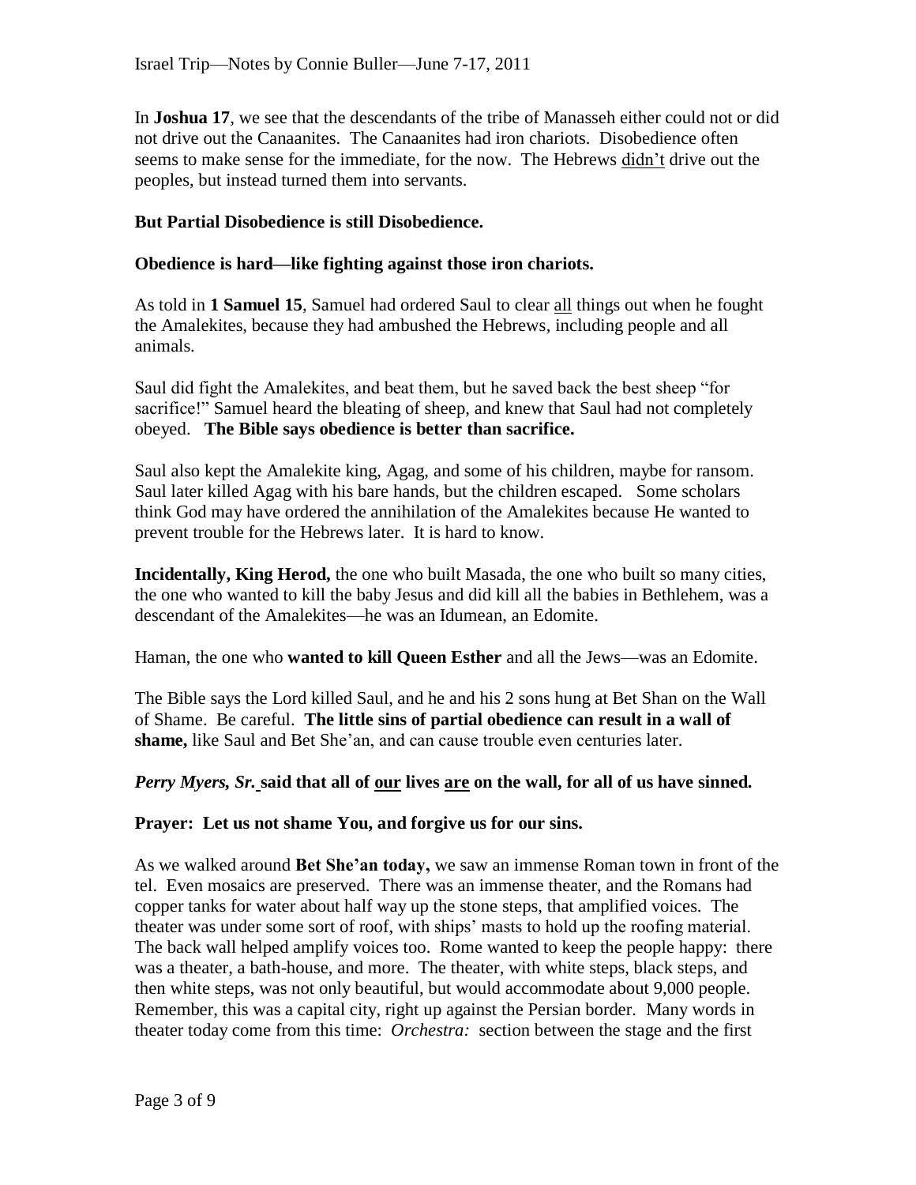In **Joshua 17**, we see that the descendants of the tribe of Manasseh either could not or did not drive out the Canaanites. The Canaanites had iron chariots. Disobedience often seems to make sense for the immediate, for the now. The Hebrews didn't drive out the peoples, but instead turned them into servants.

**But Partial Disobedience is still Disobedience.**

**Obedience is hard—like fighting against those iron chariots.**

As told in **1 Samuel 15**, Samuel had ordered Saul to clear all things out when he fought the Amalekites, because they had ambushed the Hebrews, including people and all animals.

Saul did fight the Amalekites, and beat them, but he saved back the best sheep "for sacrifice!" Samuel heard the bleating of sheep, and knew that Saul had not completely obeyed. **The Bible says obedience is better than sacrifice.**

Saul also kept the Amalekite king, Agag, and some of his children, maybe for ransom. Saul later killed Agag with his bare hands, but the children escaped. Some scholars think God may have ordered the annihilation of the Amalekites because He wanted to prevent trouble for the Hebrews later. It is hard to know.

**Incidentally, King Herod,** the one who built Masada, the one who built so many cities, the one who wanted to kill the baby Jesus and did kill all the babies in Bethlehem, was a descendant of the Amalekites—he was an Idumean, an Edomite.

Haman, the one who **wanted to kill Queen Esther** and all the Jews—was an Edomite.

The Bible says the Lord killed Saul, and he and his 2 sons hung at Bet Shan on the Wall of Shame. Be careful. **The little sins of partial obedience can result in a wall of shame,** like Saul and Bet She'an, and can cause trouble even centuries later.

***Perry Myers, Sr.* said that all of our lives are on the wall, for all of us have sinned.**

**Prayer: Let us not shame You, and forgive us for our sins.**

As we walked around **Bet She'an today,** we saw an immense Roman town in front of the tel. Even mosaics are preserved. There was an immense theater, and the Romans had copper tanks for water about half way up the stone steps, that amplified voices. The theater was under some sort of roof, with ships' masts to hold up the roofing material. The back wall helped amplify voices too. Rome wanted to keep the people happy: there was a theater, a bath-house, and more. The theater, with white steps, black steps, and then white steps, was not only beautiful, but would accommodate about 9,000 people. Remember, this was a capital city, right up against the Persian border. Many words in theater today come from this time: *Orchestra:* section between the stage and the first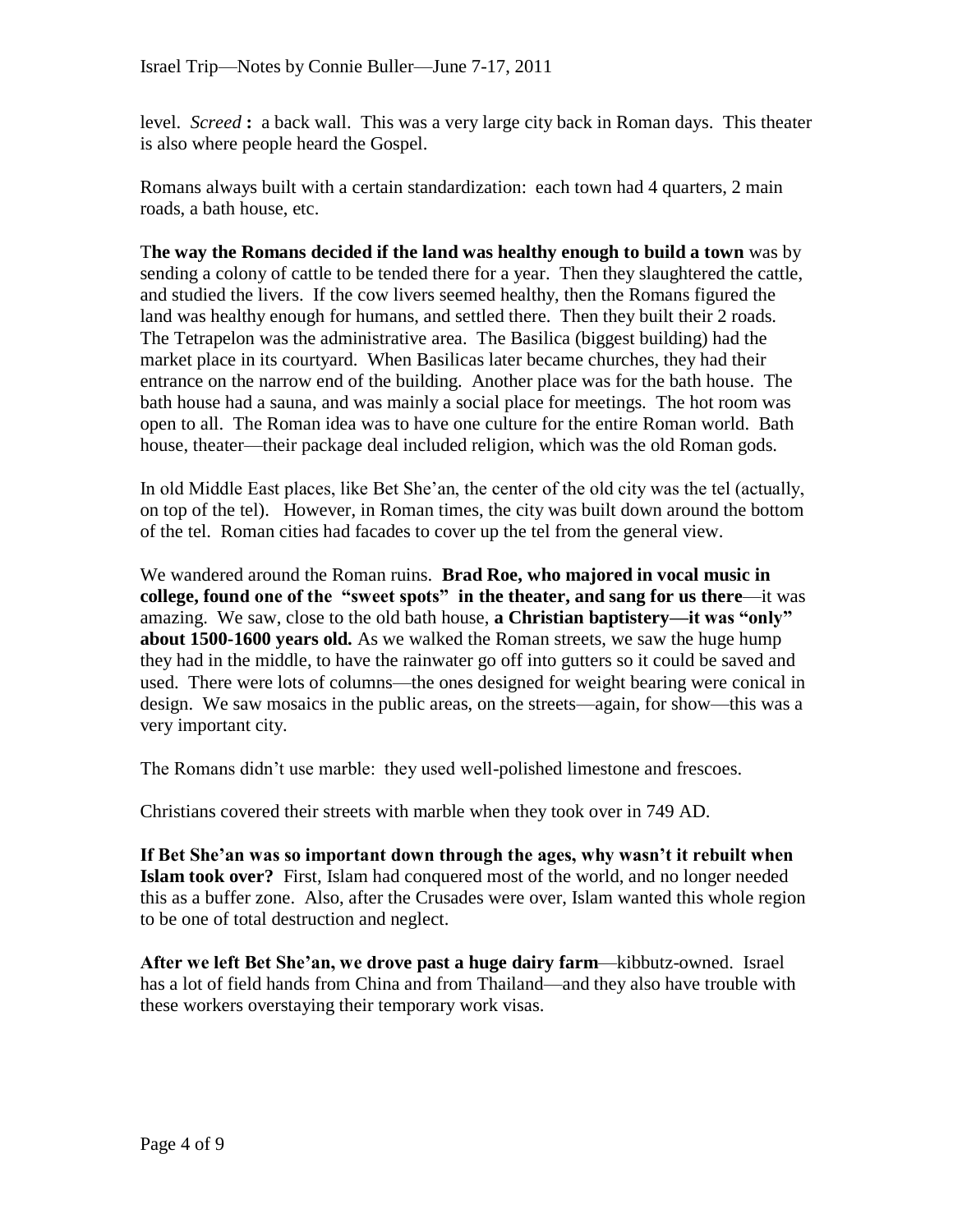level. *Screed* **:** a back wall. This was a very large city back in Roman days. This theater is also where people heard the Gospel.

Romans always built with a certain standardization: each town had 4 quarters, 2 main roads, a bath house, etc.

T**he way the Romans decided if the land was healthy enough to build a town** was by sending a colony of cattle to be tended there for a year. Then they slaughtered the cattle, and studied the livers. If the cow livers seemed healthy, then the Romans figured the land was healthy enough for humans, and settled there. Then they built their 2 roads. The Tetrapelon was the administrative area. The Basilica (biggest building) had the market place in its courtyard. When Basilicas later became churches, they had their entrance on the narrow end of the building. Another place was for the bath house. The bath house had a sauna, and was mainly a social place for meetings. The hot room was open to all. The Roman idea was to have one culture for the entire Roman world. Bath house, theater—their package deal included religion, which was the old Roman gods.

In old Middle East places, like Bet She'an, the center of the old city was the tel (actually, on top of the tel). However, in Roman times, the city was built down around the bottom of the tel. Roman cities had facades to cover up the tel from the general view.

We wandered around the Roman ruins. **Brad Roe, who majored in vocal music in college, found one of the "sweet spots" in the theater, and sang for us there**—it was amazing. We saw, close to the old bath house, **a Christian baptistery—it was "only" about 1500-1600 years old.** As we walked the Roman streets, we saw the huge hump they had in the middle, to have the rainwater go off into gutters so it could be saved and used. There were lots of columns—the ones designed for weight bearing were conical in design. We saw mosaics in the public areas, on the streets—again, for show—this was a very important city.

The Romans didn't use marble: they used well-polished limestone and frescoes.

Christians covered their streets with marble when they took over in 749 AD.

**If Bet She'an was so important down through the ages, why wasn't it rebuilt when Islam took over?** First, Islam had conquered most of the world, and no longer needed this as a buffer zone. Also, after the Crusades were over, Islam wanted this whole region to be one of total destruction and neglect.

**After we left Bet She'an, we drove past a huge dairy farm**—kibbutz-owned. Israel has a lot of field hands from China and from Thailand—and they also have trouble with these workers overstaying their temporary work visas.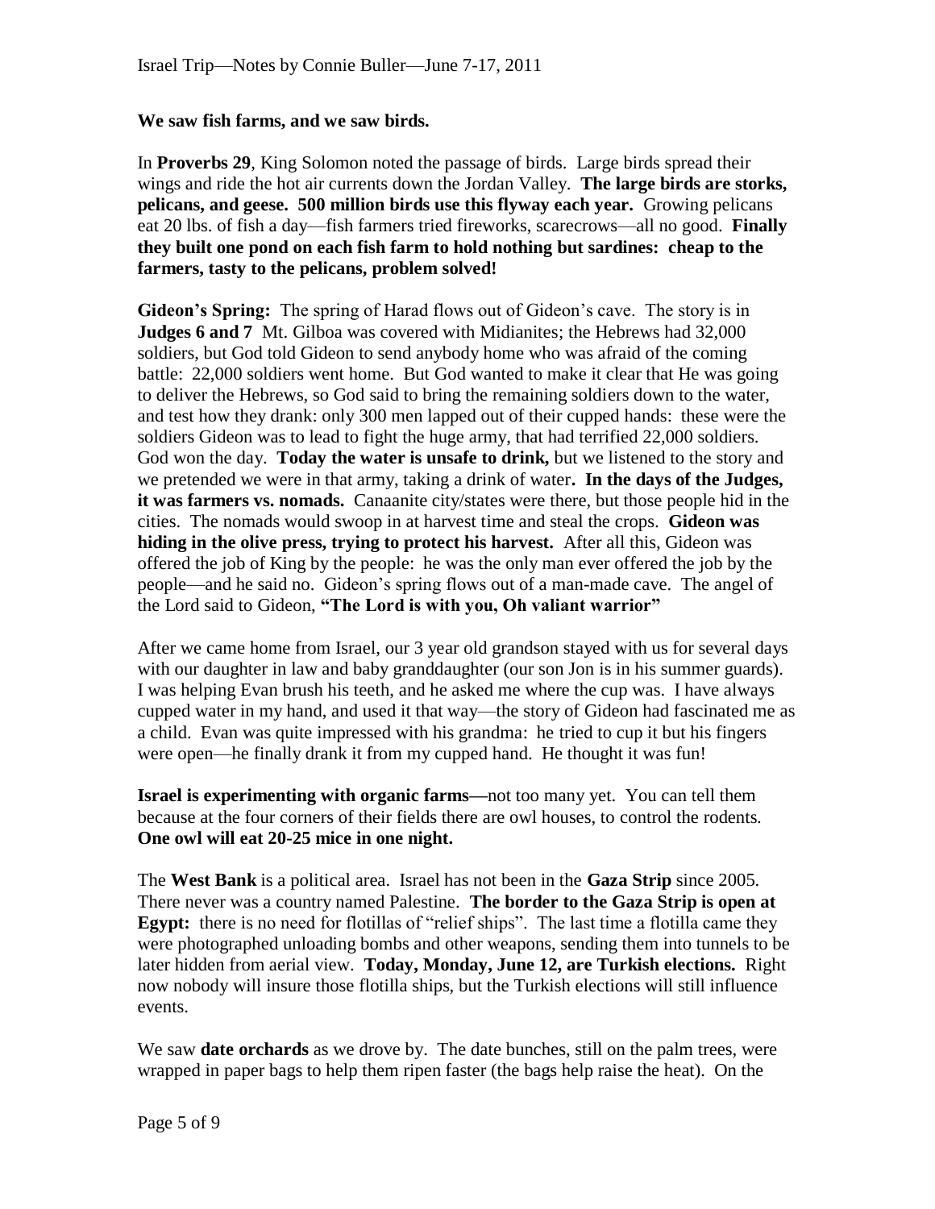**We saw fish farms, and we saw birds.**

In **Proverbs 29**, King Solomon noted the passage of birds. Large birds spread their wings and ride the hot air currents down the Jordan Valley. **The large birds are storks, pelicans, and geese. 500 million birds use this flyway each year.** Growing pelicans eat 20 lbs. of fish a day—fish farmers tried fireworks, scarecrows—all no good. **Finally they built one pond on each fish farm to hold nothing but sardines: cheap to the farmers, tasty to the pelicans, problem solved!**

**Gideon's Spring:** The spring of Harad flows out of Gideon's cave. The story is in **Judges 6 and 7** Mt. Gilboa was covered with Midianites; the Hebrews had 32,000 soldiers, but God told Gideon to send anybody home who was afraid of the coming battle: 22,000 soldiers went home. But God wanted to make it clear that He was going to deliver the Hebrews, so God said to bring the remaining soldiers down to the water, and test how they drank: only 300 men lapped out of their cupped hands: these were the soldiers Gideon was to lead to fight the huge army, that had terrified 22,000 soldiers. God won the day. **Today the water is unsafe to drink,** but we listened to the story and we pretended we were in that army, taking a drink of water**. In the days of the Judges, it was farmers vs. nomads.** Canaanite city/states were there, but those people hid in the cities. The nomads would swoop in at harvest time and steal the crops. **Gideon was hiding in the olive press, trying to protect his harvest.** After all this, Gideon was offered the job of King by the people: he was the only man ever offered the job by the people—and he said no. Gideon's spring flows out of a man-made cave. The angel of the Lord said to Gideon, **"The Lord is with you, Oh valiant warrior"**

After we came home from Israel, our 3 year old grandson stayed with us for several days with our daughter in law and baby granddaughter (our son Jon is in his summer guards). I was helping Evan brush his teeth, and he asked me where the cup was. I have always cupped water in my hand, and used it that way—the story of Gideon had fascinated me as a child. Evan was quite impressed with his grandma: he tried to cup it but his fingers were open—he finally drank it from my cupped hand. He thought it was fun!

**Israel is experimenting with organic farms—**not too many yet. You can tell them because at the four corners of their fields there are owl houses, to control the rodents. **One owl will eat 20-25 mice in one night.**

The **West Bank** is a political area. Israel has not been in the **Gaza Strip** since 2005. There never was a country named Palestine. **The border to the Gaza Strip is open at Egypt:** there is no need for flotillas of "relief ships". The last time a flotilla came they were photographed unloading bombs and other weapons, sending them into tunnels to be later hidden from aerial view. **Today, Monday, June 12, are Turkish elections.** Right now nobody will insure those flotilla ships, but the Turkish elections will still influence events.

We saw **date orchards** as we drove by. The date bunches, still on the palm trees, were wrapped in paper bags to help them ripen faster (the bags help raise the heat). On the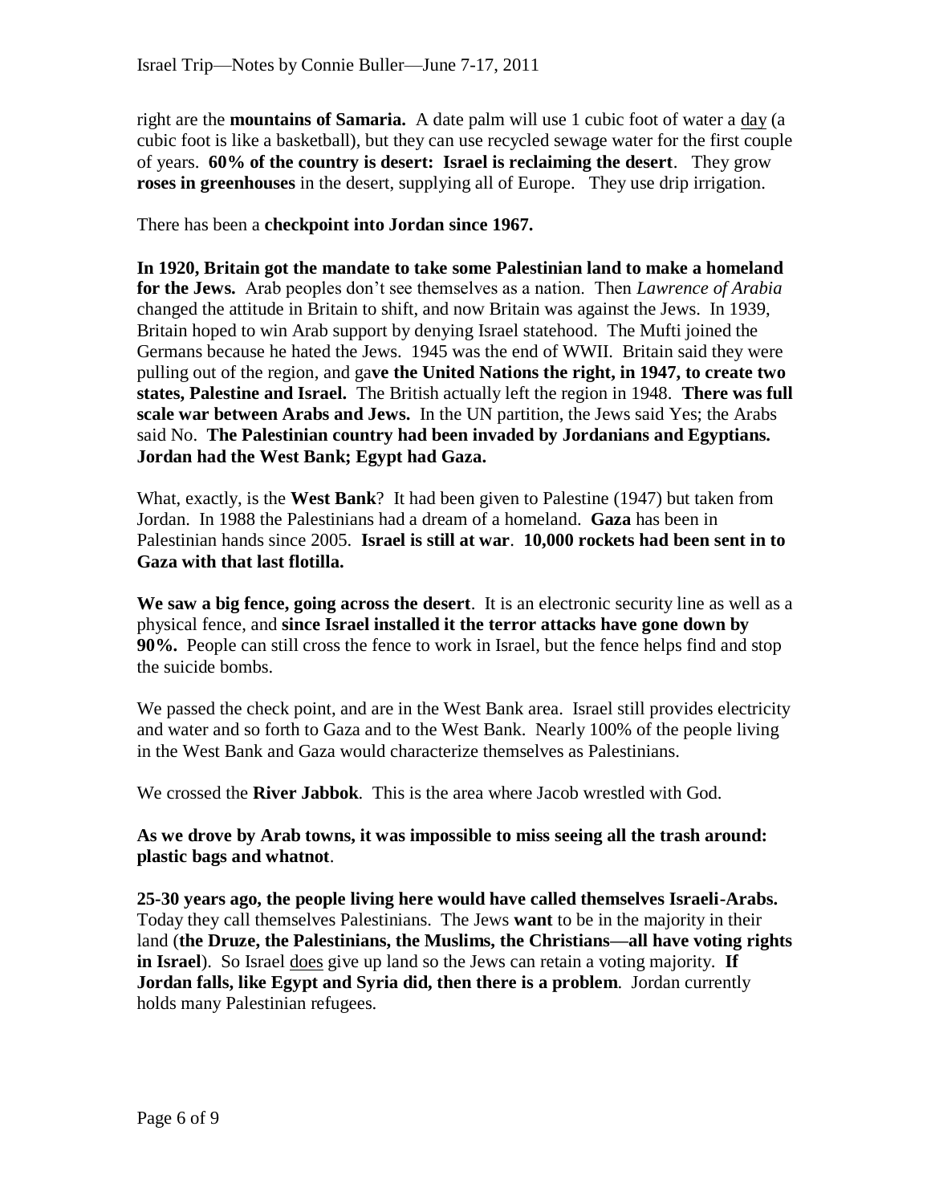right are the **mountains of Samaria.** A date palm will use 1 cubic foot of water a <u>day</u> (a cubic foot is like a basketball), but they can use recycled sewage water for the first couple of years. **60% of the country is desert: Israel is reclaiming the desert**. They grow **roses in greenhouses** in the desert, supplying all of Europe. They use drip irrigation.

There has been a **checkpoint into Jordan since 1967.**

**In 1920, Britain got the mandate to take some Palestinian land to make a homeland for the Jews.** Arab peoples don't see themselves as a nation. Then *Lawrence of Arabia* changed the attitude in Britain to shift, and now Britain was against the Jews. In 1939, Britain hoped to win Arab support by denying Israel statehood. The Mufti joined the Germans because he hated the Jews. 1945 was the end of WWII. Britain said they were pulling out of the region, and ga**ve the United Nations the right, in 1947, to create two states, Palestine and Israel.** The British actually left the region in 1948. **There was full scale war between Arabs and Jews.** In the UN partition, the Jews said Yes; the Arabs said No. **The Palestinian country had been invaded by Jordanians and Egyptians. Jordan had the West Bank; Egypt had Gaza.**

What, exactly, is the **West Bank**? It had been given to Palestine (1947) but taken from Jordan. In 1988 the Palestinians had a dream of a homeland. **Gaza** has been in Palestinian hands since 2005. **Israel is still at war**. **10,000 rockets had been sent in to Gaza with that last flotilla.**

**We saw a big fence, going across the desert**. It is an electronic security line as well as a physical fence, and **since Israel installed it the terror attacks have gone down by 90%.** People can still cross the fence to work in Israel, but the fence helps find and stop the suicide bombs.

We passed the check point, and are in the West Bank area. Israel still provides electricity and water and so forth to Gaza and to the West Bank. Nearly 100% of the people living in the West Bank and Gaza would characterize themselves as Palestinians.

We crossed the **River Jabbok**. This is the area where Jacob wrestled with God.

**As we drove by Arab towns, it was impossible to miss seeing all the trash around: plastic bags and whatnot**.

**25-30 years ago, the people living here would have called themselves Israeli-Arabs.** Today they call themselves Palestinians. The Jews **want** to be in the majority in their land (**the Druze, the Palestinians, the Muslims, the Christians—all have voting rights in Israel**). So Israel <u>does</u> give up land so the Jews can retain a voting majority. **If Jordan falls, like Egypt and Syria did, then there is a problem**. Jordan currently holds many Palestinian refugees.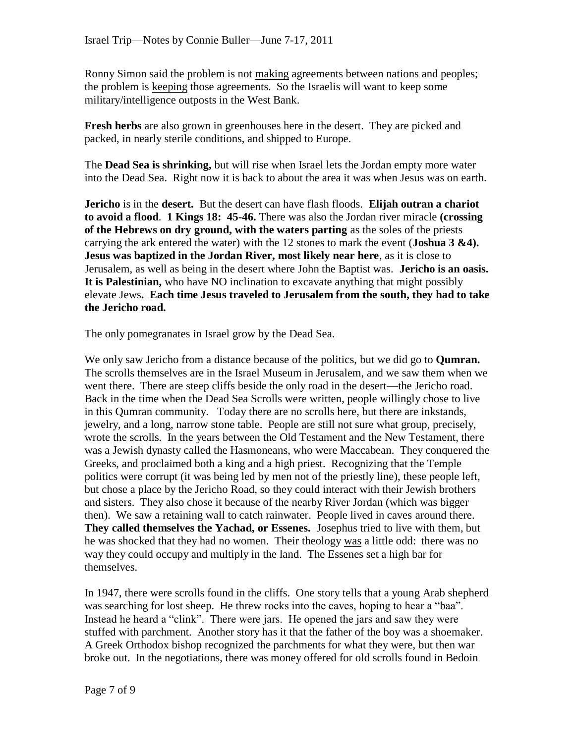Ronny Simon said the problem is not <u>making</u> agreements between nations and peoples; the problem is <u>keeping</u> those agreements. So the Israelis will want to keep some military/intelligence outposts in the West Bank.

**Fresh herbs** are also grown in greenhouses here in the desert. They are picked and packed, in nearly sterile conditions, and shipped to Europe.

The **Dead Sea is shrinking,** but will rise when Israel lets the Jordan empty more water into the Dead Sea. Right now it is back to about the area it was when Jesus was on earth.

**Jericho** is in the **desert.** But the desert can have flash floods. **Elijah outran a chariot to avoid a flood**. **1 Kings 18: 45-46.** There was also the Jordan river miracle **(crossing of the Hebrews on dry ground, with the waters parting** as the soles of the priests carrying the ark entered the water) with the 12 stones to mark the event (**Joshua 3 &4). Jesus was baptized in the Jordan River, most likely near here**, as it is close to Jerusalem, as well as being in the desert where John the Baptist was. **Jericho is an oasis. It is Palestinian,** who have NO inclination to excavate anything that might possibly elevate Jews**. Each time Jesus traveled to Jerusalem from the south, they had to take the Jericho road.**

The only pomegranates in Israel grow by the Dead Sea.

We only saw Jericho from a distance because of the politics, but we did go to **Qumran.** The scrolls themselves are in the Israel Museum in Jerusalem, and we saw them when we went there. There are steep cliffs beside the only road in the desert—the Jericho road. Back in the time when the Dead Sea Scrolls were written, people willingly chose to live in this Qumran community. Today there are no scrolls here, but there are inkstands, jewelry, and a long, narrow stone table. People are still not sure what group, precisely, wrote the scrolls. In the years between the Old Testament and the New Testament, there was a Jewish dynasty called the Hasmoneans, who were Maccabean. They conquered the Greeks, and proclaimed both a king and a high priest. Recognizing that the Temple politics were corrupt (it was being led by men not of the priestly line), these people left, but chose a place by the Jericho Road, so they could interact with their Jewish brothers and sisters. They also chose it because of the nearby River Jordan (which was bigger then). We saw a retaining wall to catch rainwater. People lived in caves around there. **They called themselves the Yachad, or Essenes.** Josephus tried to live with them, but he was shocked that they had no women. Their theology <u>was</u> a little odd: there was no way they could occupy and multiply in the land. The Essenes set a high bar for themselves.

In 1947, there were scrolls found in the cliffs. One story tells that a young Arab shepherd was searching for lost sheep. He threw rocks into the caves, hoping to hear a "baa". Instead he heard a "clink". There were jars. He opened the jars and saw they were stuffed with parchment. Another story has it that the father of the boy was a shoemaker. A Greek Orthodox bishop recognized the parchments for what they were, but then war broke out. In the negotiations, there was money offered for old scrolls found in Bedoin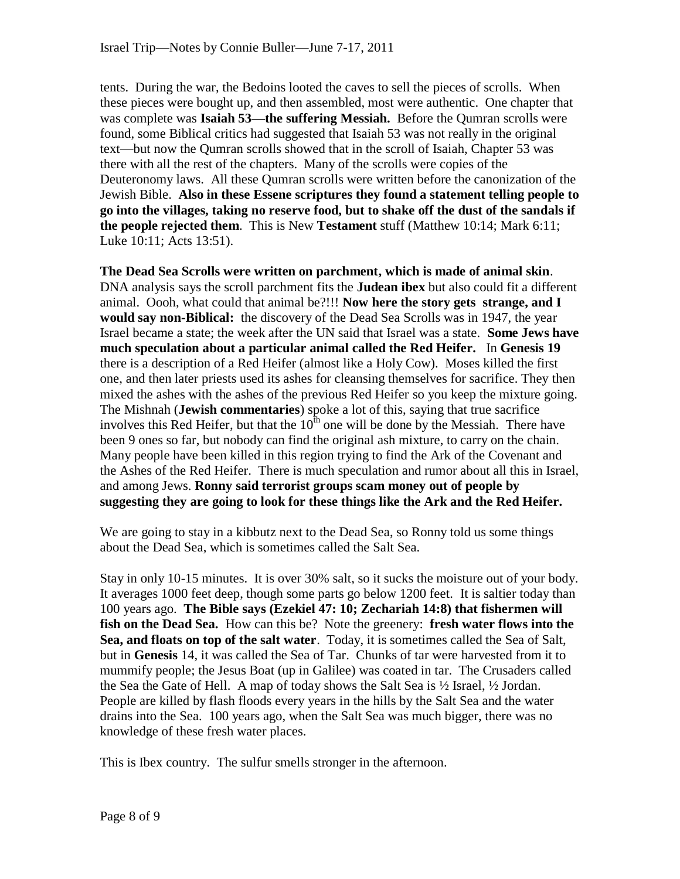tents. During the war, the Bedoins looted the caves to sell the pieces of scrolls. When these pieces were bought up, and then assembled, most were authentic. One chapter that was complete was **Isaiah 53—the suffering Messiah.** Before the Qumran scrolls were found, some Biblical critics had suggested that Isaiah 53 was not really in the original text—but now the Qumran scrolls showed that in the scroll of Isaiah, Chapter 53 was there with all the rest of the chapters. Many of the scrolls were copies of the Deuteronomy laws. All these Qumran scrolls were written before the canonization of the Jewish Bible. **Also in these Essene scriptures they found a statement telling people to go into the villages, taking no reserve food, but to shake off the dust of the sandals if the people rejected them**. This is New **Testament** stuff (Matthew 10:14; Mark 6:11; Luke 10:11; Acts 13:51).

**The Dead Sea Scrolls were written on parchment, which is made of animal skin**. DNA analysis says the scroll parchment fits the **Judean ibex** but also could fit a different animal. Oooh, what could that animal be?!!! **Now here the story gets strange, and I would say non-Biblical:** the discovery of the Dead Sea Scrolls was in 1947, the year Israel became a state; the week after the UN said that Israel was a state. **Some Jews have much speculation about a particular animal called the Red Heifer.** In **Genesis 19** there is a description of a Red Heifer (almost like a Holy Cow). Moses killed the first one, and then later priests used its ashes for cleansing themselves for sacrifice. They then mixed the ashes with the ashes of the previous Red Heifer so you keep the mixture going. The Mishnah (**Jewish commentaries**) spoke a lot of this, saying that true sacrifice involves this Red Heifer, but that the 10th one will be done by the Messiah. There have been 9 ones so far, but nobody can find the original ash mixture, to carry on the chain. Many people have been killed in this region trying to find the Ark of the Covenant and the Ashes of the Red Heifer. There is much speculation and rumor about all this in Israel, and among Jews. **Ronny said terrorist groups scam money out of people by suggesting they are going to look for these things like the Ark and the Red Heifer.**

We are going to stay in a kibbutz next to the Dead Sea, so Ronny told us some things about the Dead Sea, which is sometimes called the Salt Sea.

Stay in only 10-15 minutes. It is over 30% salt, so it sucks the moisture out of your body. It averages 1000 feet deep, though some parts go below 1200 feet. It is saltier today than 100 years ago. **The Bible says (Ezekiel 47: 10; Zechariah 14:8) that fishermen will fish on the Dead Sea.** How can this be? Note the greenery: **fresh water flows into the Sea, and floats on top of the salt water**. Today, it is sometimes called the Sea of Salt, but in **Genesis** 14, it was called the Sea of Tar. Chunks of tar were harvested from it to mummify people; the Jesus Boat (up in Galilee) was coated in tar. The Crusaders called the Sea the Gate of Hell. A map of today shows the Salt Sea is ½ Israel, ½ Jordan. People are killed by flash floods every years in the hills by the Salt Sea and the water drains into the Sea. 100 years ago, when the Salt Sea was much bigger, there was no knowledge of these fresh water places.

This is Ibex country. The sulfur smells stronger in the afternoon.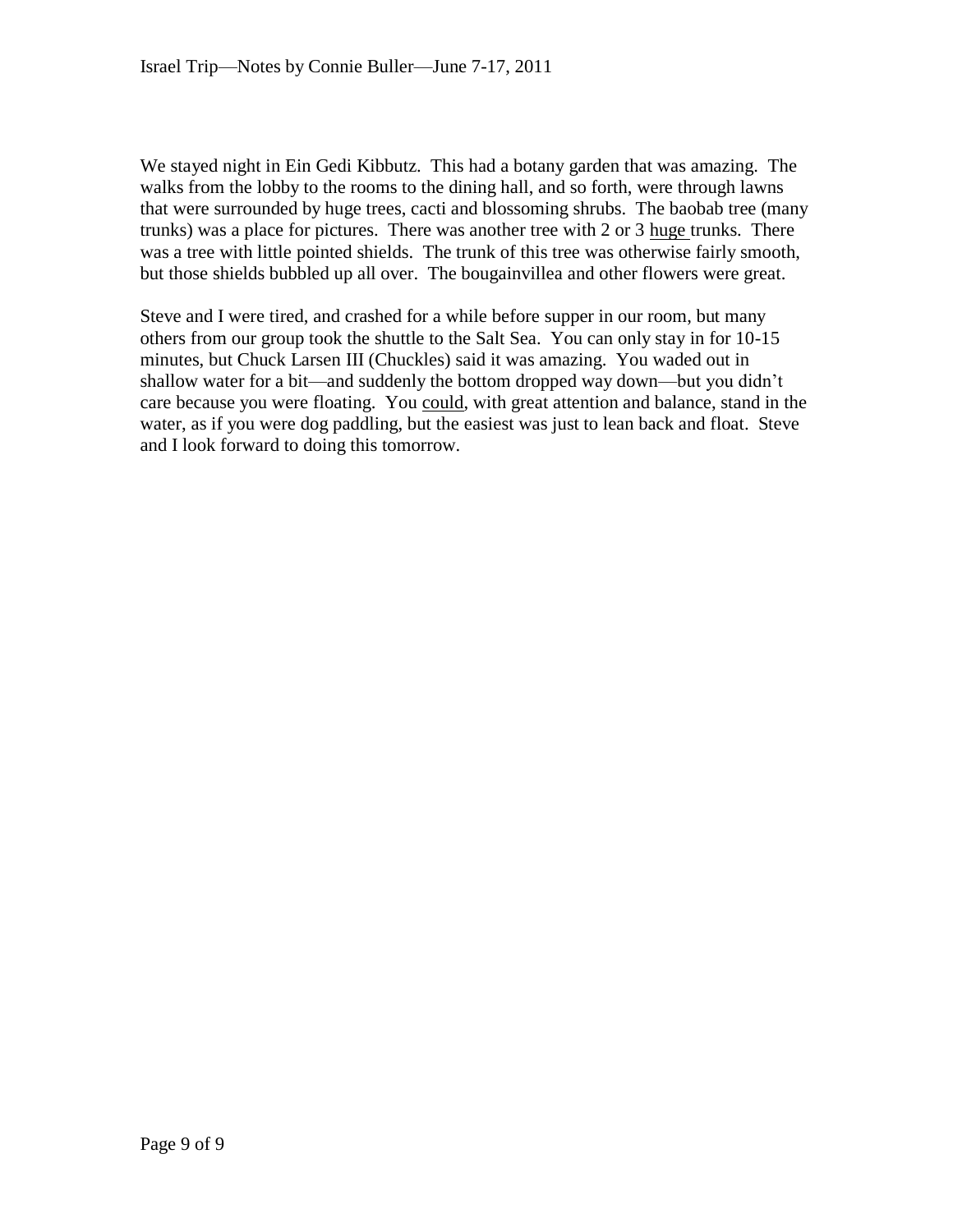We stayed night in Ein Gedi Kibbutz. This had a botany garden that was amazing. The walks from the lobby to the rooms to the dining hall, and so forth, were through lawns that were surrounded by huge trees, cacti and blossoming shrubs. The baobab tree (many trunks) was a place for pictures. There was another tree with 2 or 3 <u>huge</u> trunks. There was a tree with little pointed shields. The trunk of this tree was otherwise fairly smooth, but those shields bubbled up all over. The bougainvillea and other flowers were great.

Steve and I were tired, and crashed for a while before supper in our room, but many others from our group took the shuttle to the Salt Sea. You can only stay in for 10-15 minutes, but Chuck Larsen III (Chuckles) said it was amazing. You waded out in shallow water for a bit—and suddenly the bottom dropped way down—but you didn't care because you were floating. You <u>could</u>, with great attention and balance, stand in the water, as if you were dog paddling, but the easiest was just to lean back and float. Steve and I look forward to doing this tomorrow.